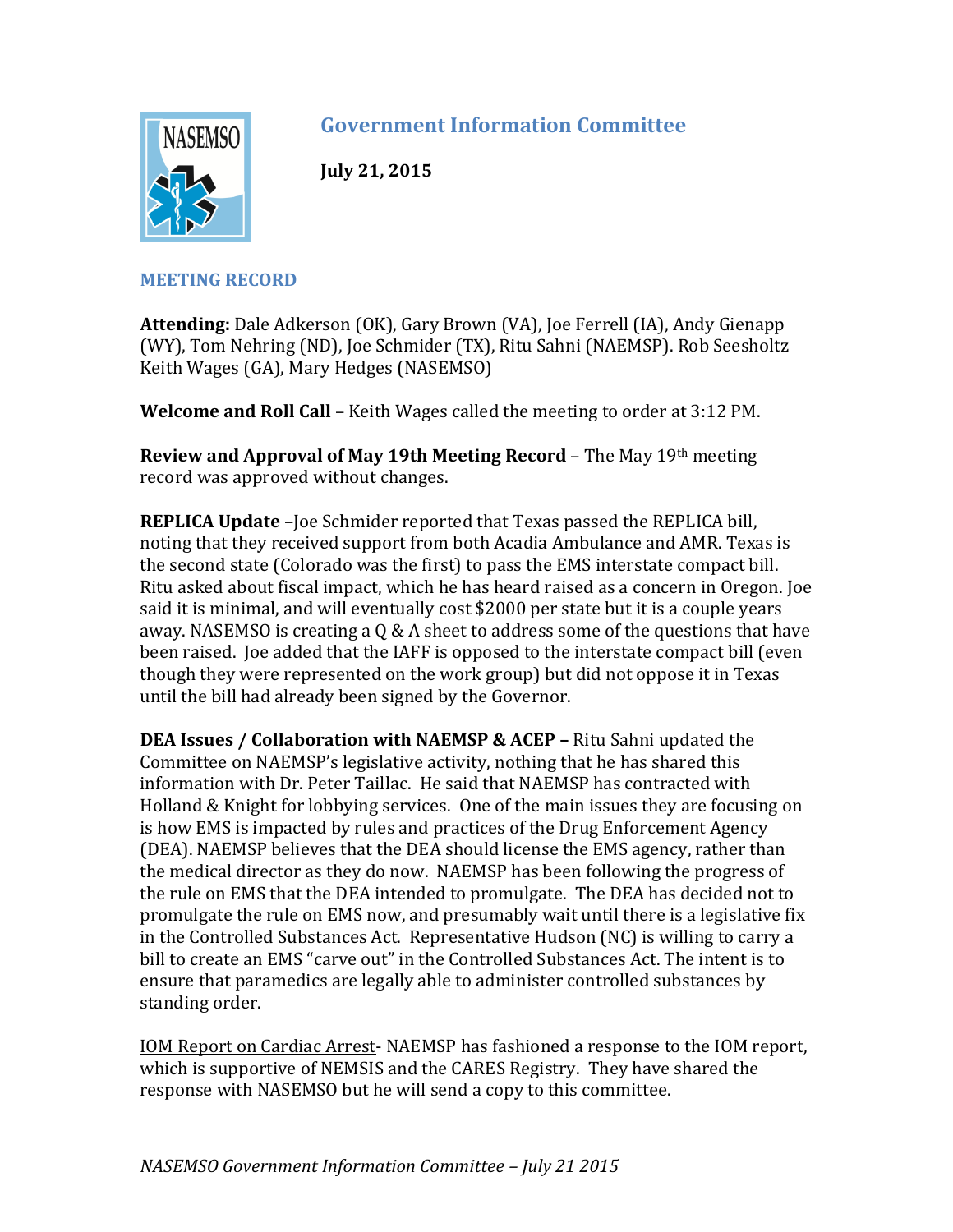# Government Information Committee

**July 21, 2015**

## MEETING RECORD

**Attending:** Dale Adkerson (OK), Gary Brown (VA), Joe Ferrell (IA), Andy Gienapp (WY), Tom Nehring (ND), Joe Schmider (TX), Ritu Sahni (NAEMSP). Rob Seesholtz Keith Wages (GA), Mary Hedges (NASEMSO)

**Welcome and Roll Call** – Keith Wages called the meeting to order at 3:12 PM.

**Review and Approval of May 19th Meeting Record** – The May 19th meeting record was approved without changes.

**REPLICA Update** –Joe Schmider reported that Texas passed the REPLICA bill, noting that they received support from both Acadia Ambulance and AMR. Texas is the second state (Colorado was the first) to pass the EMS interstate compact bill. Ritu asked about fiscal impact, which he has heard raised as a concern in Oregon. Joe said it is minimal, and will eventually cost $2000 per state but it is a couple years away. NASEMSO is creating a Q & A sheet to address some of the questions that have been raised. Joe added that the IAFF is opposed to the interstate compact bill (even though they were represented on the work group) but did not oppose it in Texas until the bill had already been signed by the Governor.

**DEA Issues / Collaboration with NAEMSP & ACEP –** Ritu Sahni updated the Committee on NAEMSP's legislative activity, nothing that he has shared this information with Dr. Peter Taillac. He said that NAEMSP has contracted with Holland & Knight for lobbying services. One of the main issues they are focusing on is how EMS is impacted by rules and practices of the Drug Enforcement Agency (DEA). NAEMSP believes that the DEA should license the EMS agency, rather than the medical director as they do now. NAEMSP has been following the progress of the rule on EMS that the DEA intended to promulgate. The DEA has decided not to promulgate the rule on EMS now, and presumably wait until there is a legislative fix in the Controlled Substances Act. Representative Hudson (NC) is willing to carry a bill to create an EMS "carve out" in the Controlled Substances Act. The intent is to ensure that paramedics are legally able to administer controlled substances by standing order.

<u>IOM Report on Cardiac Arrest</u>- NAEMSP has fashioned a response to the IOM report, which is supportive of NEMSIS and the CARES Registry. They have shared the response with NASEMSO but he will send a copy to this committee.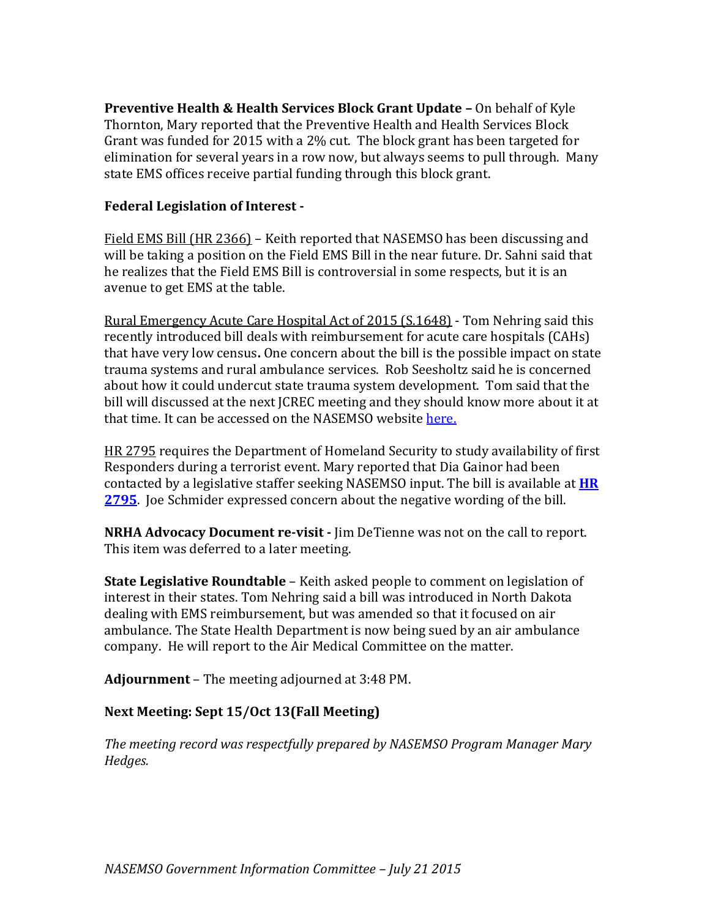**Preventive Health & Health Services Block Grant Update –** On behalf of Kyle Thornton, Mary reported that the Preventive Health and Health Services Block Grant was funded for 2015 with a 2% cut. The block grant has been targeted for elimination for several years in a row now, but always seems to pull through. Many state EMS offices receive partial funding through this block grant.

**Federal Legislation of Interest -**

Field EMS Bill (HR 2366) – Keith reported that NASEMSO has been discussing and will be taking a position on the Field EMS Bill in the near future. Dr. Sahni said that he realizes that the Field EMS Bill is controversial in some respects, but it is an avenue to get EMS at the table.

Rural Emergency Acute Care Hospital Act of 2015 (S.1648) - Tom Nehring said this recently introduced bill deals with reimbursement for acute care hospitals (CAHs) that have very low census**.** One concern about the bill is the possible impact on state trauma systems and rural ambulance services. Rob Seesholtz said he is concerned about how it could undercut state trauma system development. Tom said that the bill will discussed at the next JCREC meeting and they should know more about it at that time. It can be accessed on the NASEMSO website here.

HR 2795 requires the Department of Homeland Security to study availability of first Responders during a terrorist event. Mary reported that Dia Gainor had been contacted by a legislative staffer seeking NASEMSO input. The bill is available at **HR 2795**. Joe Schmider expressed concern about the negative wording of the bill.

**NRHA Advocacy Document re-visit -** Jim DeTienne was not on the call to report. This item was deferred to a later meeting.

**State Legislative Roundtable** – Keith asked people to comment on legislation of interest in their states. Tom Nehring said a bill was introduced in North Dakota dealing with EMS reimbursement, but was amended so that it focused on air ambulance. The State Health Department is now being sued by an air ambulance company. He will report to the Air Medical Committee on the matter.

**Adjournment** – The meeting adjourned at 3:48 PM.

**Next Meeting: Sept 15/Oct 13(Fall Meeting)**

*The meeting record was respectfully prepared by NASEMSO Program Manager Mary Hedges.*